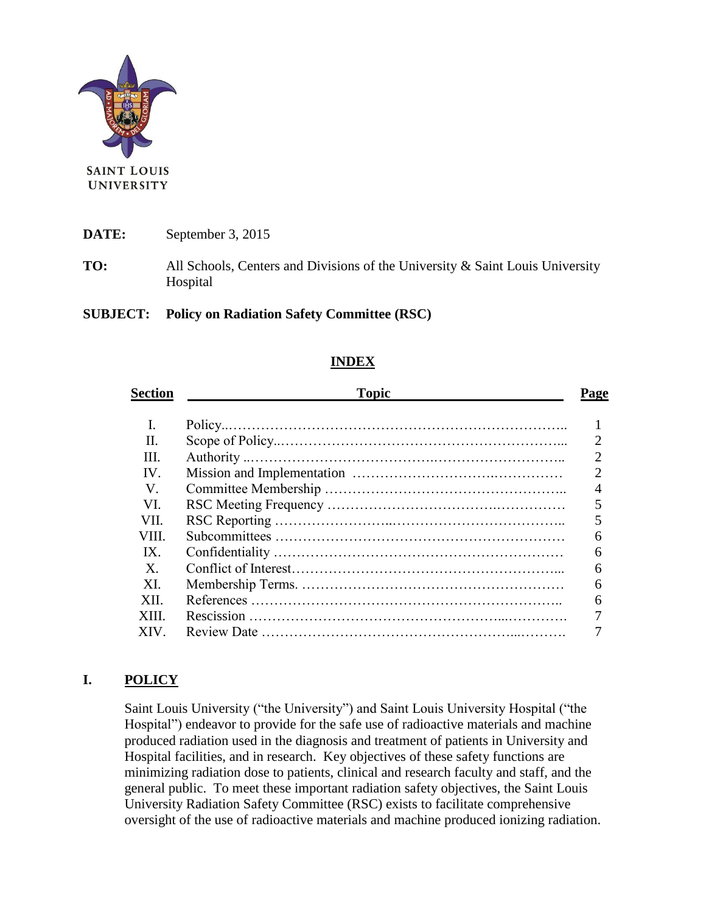SAINT LOUIS UNIVERSITY

**DATE:** September 3, 2015

**TO:** All Schools, Centers and Divisions of the University & Saint Louis University Hospital

**SUBJECT: Policy on Radiation Safety Committee (RSC)**

## INDEX

| Section | Topic | Page |
|---|---|---|
| I. | Policy | 1 |
| II. | Scope of Policy | 2 |
| III. | Authority | 2 |
| IV. | Mission and Implementation | 2 |
| V. | Committee Membership | 4 |
| VI. | RSC Meeting Frequency | 5 |
| VII. | RSC Reporting | 5 |
| VIII. | Subcommittees | 6 |
| IX. | Confidentiality | 6 |
| X. | Conflict of Interest | 6 |
| XI. | Membership Terms. | 6 |
| XII. | References | 6 |
| XIII. | Rescission | 7 |
| XIV. | Review Date | 7 |

## I. POLICY

Saint Louis University ("the University") and Saint Louis University Hospital ("the Hospital") endeavor to provide for the safe use of radioactive materials and machine produced radiation used in the diagnosis and treatment of patients in University and Hospital facilities, and in research. Key objectives of these safety functions are minimizing radiation dose to patients, clinical and research faculty and staff, and the general public. To meet these important radiation safety objectives, the Saint Louis University Radiation Safety Committee (RSC) exists to facilitate comprehensive oversight of the use of radioactive materials and machine produced ionizing radiation.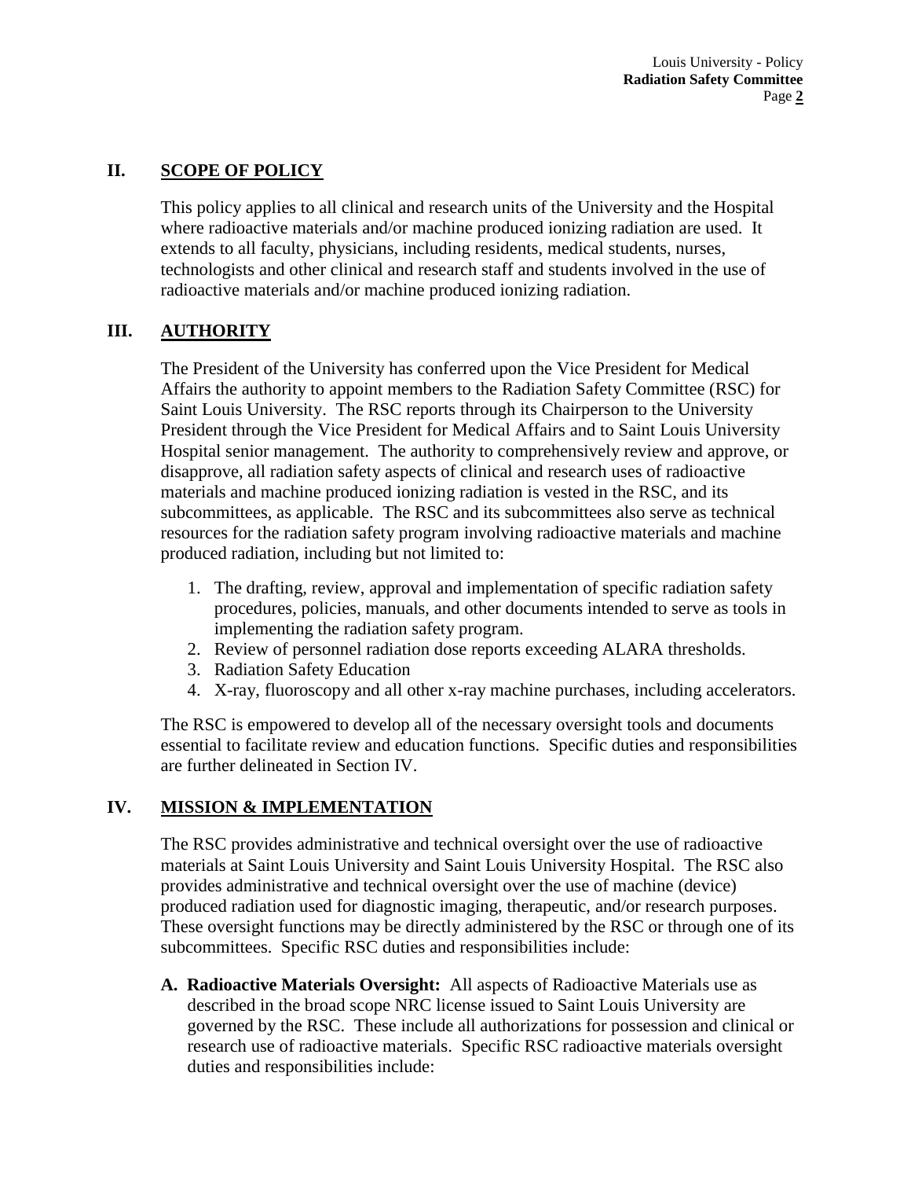## II. SCOPE OF POLICY

This policy applies to all clinical and research units of the University and the Hospital where radioactive materials and/or machine produced ionizing radiation are used. It extends to all faculty, physicians, including residents, medical students, nurses, technologists and other clinical and research staff and students involved in the use of radioactive materials and/or machine produced ionizing radiation.

## III. AUTHORITY

The President of the University has conferred upon the Vice President for Medical Affairs the authority to appoint members to the Radiation Safety Committee (RSC) for Saint Louis University. The RSC reports through its Chairperson to the University President through the Vice President for Medical Affairs and to Saint Louis University Hospital senior management. The authority to comprehensively review and approve, or disapprove, all radiation safety aspects of clinical and research uses of radioactive materials and machine produced ionizing radiation is vested in the RSC, and its subcommittees, as applicable. The RSC and its subcommittees also serve as technical resources for the radiation safety program involving radioactive materials and machine produced radiation, including but not limited to:

1. The drafting, review, approval and implementation of specific radiation safety procedures, policies, manuals, and other documents intended to serve as tools in implementing the radiation safety program.
2. Review of personnel radiation dose reports exceeding ALARA thresholds.
3. Radiation Safety Education
4. X-ray, fluoroscopy and all other x-ray machine purchases, including accelerators.

The RSC is empowered to develop all of the necessary oversight tools and documents essential to facilitate review and education functions. Specific duties and responsibilities are further delineated in Section IV.

## IV. MISSION & IMPLEMENTATION

The RSC provides administrative and technical oversight over the use of radioactive materials at Saint Louis University and Saint Louis University Hospital. The RSC also provides administrative and technical oversight over the use of machine (device) produced radiation used for diagnostic imaging, therapeutic, and/or research purposes. These oversight functions may be directly administered by the RSC or through one of its subcommittees. Specific RSC duties and responsibilities include:

**A. Radioactive Materials Oversight:** All aspects of Radioactive Materials use as described in the broad scope NRC license issued to Saint Louis University are governed by the RSC. These include all authorizations for possession and clinical or research use of radioactive materials. Specific RSC radioactive materials oversight duties and responsibilities include: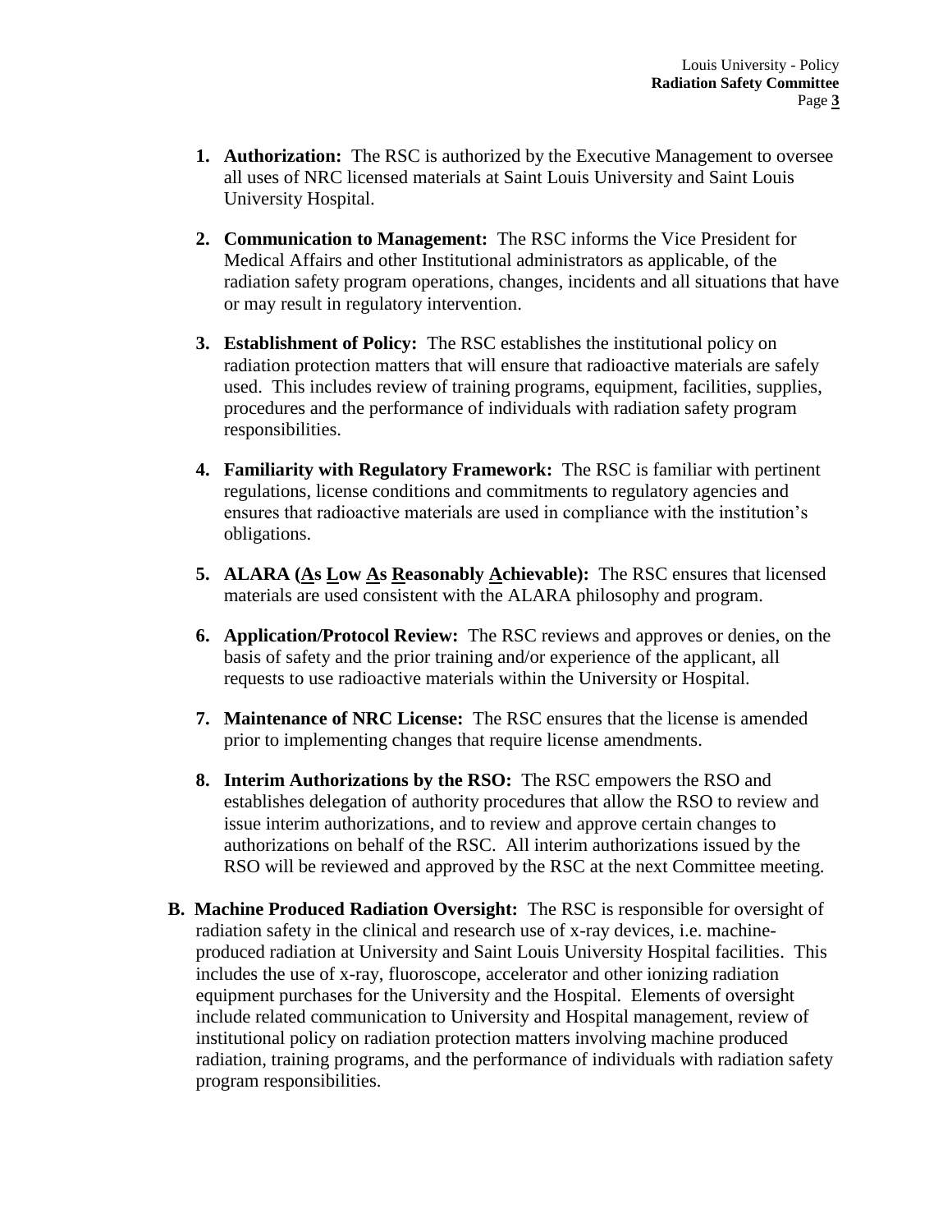1. **Authorization:** The RSC is authorized by the Executive Management to oversee all uses of NRC licensed materials at Saint Louis University and Saint Louis University Hospital.

2. **Communication to Management:** The RSC informs the Vice President for Medical Affairs and other Institutional administrators as applicable, of the radiation safety program operations, changes, incidents and all situations that have or may result in regulatory intervention.

3. **Establishment of Policy:** The RSC establishes the institutional policy on radiation protection matters that will ensure that radioactive materials are safely used. This includes review of training programs, equipment, facilities, supplies, procedures and the performance of individuals with radiation safety program responsibilities.

4. **Familiarity with Regulatory Framework:** The RSC is familiar with pertinent regulations, license conditions and commitments to regulatory agencies and ensures that radioactive materials are used in compliance with the institution's obligations.

5. **ALARA (<u>A</u>s <u>L</u>ow <u>A</u>s <u>R</u>easonably <u>A</u>chievable):** The RSC ensures that licensed materials are used consistent with the ALARA philosophy and program.

6. **Application/Protocol Review:** The RSC reviews and approves or denies, on the basis of safety and the prior training and/or experience of the applicant, all requests to use radioactive materials within the University or Hospital.

7. **Maintenance of NRC License:** The RSC ensures that the license is amended prior to implementing changes that require license amendments.

8. **Interim Authorizations by the RSO:** The RSC empowers the RSO and establishes delegation of authority procedures that allow the RSO to review and issue interim authorizations, and to review and approve certain changes to authorizations on behalf of the RSC. All interim authorizations issued by the RSO will be reviewed and approved by the RSC at the next Committee meeting.

**B. Machine Produced Radiation Oversight:** The RSC is responsible for oversight of radiation safety in the clinical and research use of x-ray devices, i.e. machine-produced radiation at University and Saint Louis University Hospital facilities. This includes the use of x-ray, fluoroscope, accelerator and other ionizing radiation equipment purchases for the University and the Hospital. Elements of oversight include related communication to University and Hospital management, review of institutional policy on radiation protection matters involving machine produced radiation, training programs, and the performance of individuals with radiation safety program responsibilities.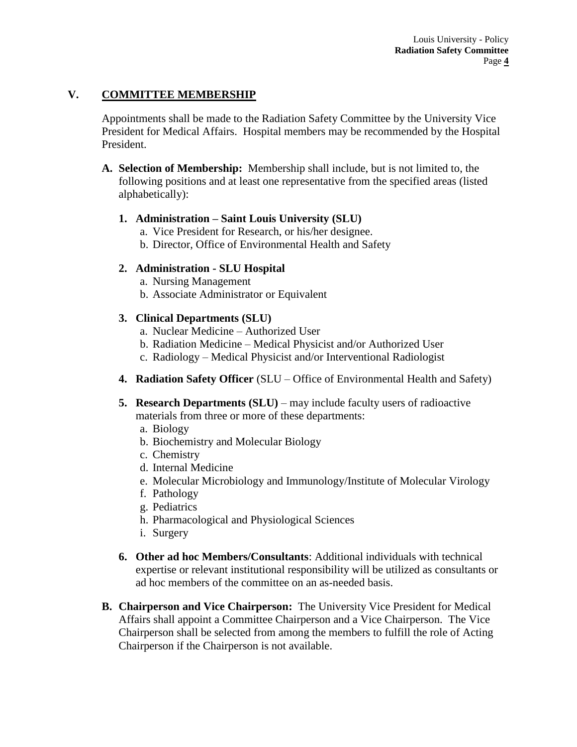## V. COMMITTEE MEMBERSHIP

Appointments shall be made to the Radiation Safety Committee by the University Vice President for Medical Affairs. Hospital members may be recommended by the Hospital President.

**A. Selection of Membership:** Membership shall include, but is not limited to, the following positions and at least one representative from the specified areas (listed alphabetically):

1. **Administration – Saint Louis University (SLU)**
   a. Vice President for Research, or his/her designee.
   b. Director, Office of Environmental Health and Safety

2. **Administration - SLU Hospital**
   a. Nursing Management
   b. Associate Administrator or Equivalent

3. **Clinical Departments (SLU)**
   a. Nuclear Medicine – Authorized User
   b. Radiation Medicine – Medical Physicist and/or Authorized User
   c. Radiology – Medical Physicist and/or Interventional Radiologist

4. **Radiation Safety Officer** (SLU – Office of Environmental Health and Safety)

5. **Research Departments (SLU)** – may include faculty users of radioactive materials from three or more of these departments:
   a. Biology
   b. Biochemistry and Molecular Biology
   c. Chemistry
   d. Internal Medicine
   e. Molecular Microbiology and Immunology/Institute of Molecular Virology
   f. Pathology
   g. Pediatrics
   h. Pharmacological and Physiological Sciences
   i. Surgery

6. **Other ad hoc Members/Consultants**: Additional individuals with technical expertise or relevant institutional responsibility will be utilized as consultants or ad hoc members of the committee on an as-needed basis.

**B. Chairperson and Vice Chairperson:** The University Vice President for Medical Affairs shall appoint a Committee Chairperson and a Vice Chairperson. The Vice Chairperson shall be selected from among the members to fulfill the role of Acting Chairperson if the Chairperson is not available.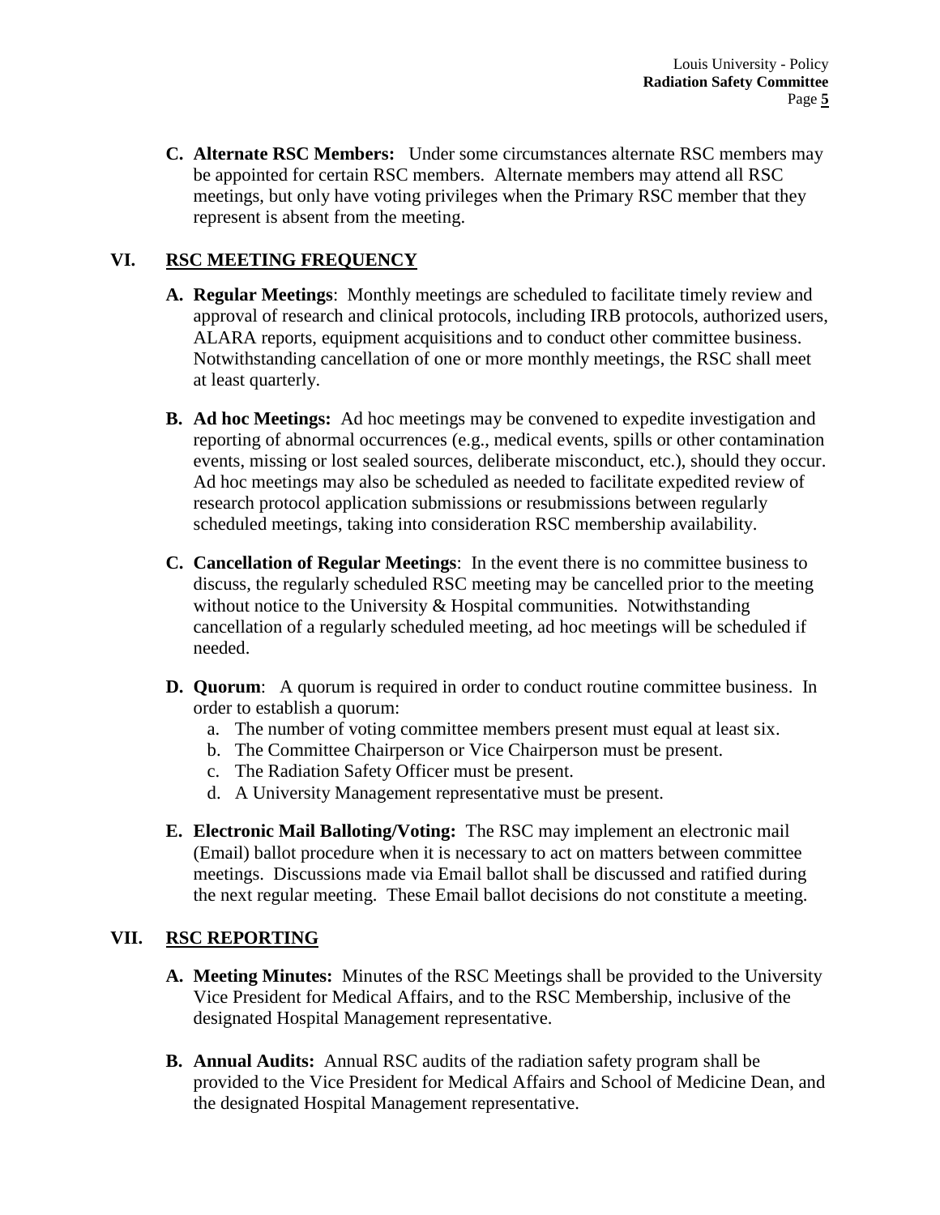**C. Alternate RSC Members:** Under some circumstances alternate RSC members may be appointed for certain RSC members. Alternate members may attend all RSC meetings, but only have voting privileges when the Primary RSC member that they represent is absent from the meeting.

## VI. <u>RSC MEETING FREQUENCY</u>

**A. Regular Meetings**: Monthly meetings are scheduled to facilitate timely review and approval of research and clinical protocols, including IRB protocols, authorized users, ALARA reports, equipment acquisitions and to conduct other committee business. Notwithstanding cancellation of one or more monthly meetings, the RSC shall meet at least quarterly.

**B. Ad hoc Meetings:** Ad hoc meetings may be convened to expedite investigation and reporting of abnormal occurrences (e.g., medical events, spills or other contamination events, missing or lost sealed sources, deliberate misconduct, etc.), should they occur. Ad hoc meetings may also be scheduled as needed to facilitate expedited review of research protocol application submissions or resubmissions between regularly scheduled meetings, taking into consideration RSC membership availability.

**C. Cancellation of Regular Meetings**: In the event there is no committee business to discuss, the regularly scheduled RSC meeting may be cancelled prior to the meeting without notice to the University & Hospital communities. Notwithstanding cancellation of a regularly scheduled meeting, ad hoc meetings will be scheduled if needed.

**D. Quorum**: A quorum is required in order to conduct routine committee business. In order to establish a quorum:

a. The number of voting committee members present must equal at least six.
b. The Committee Chairperson or Vice Chairperson must be present.
c. The Radiation Safety Officer must be present.
d. A University Management representative must be present.

**E. Electronic Mail Balloting/Voting:** The RSC may implement an electronic mail (Email) ballot procedure when it is necessary to act on matters between committee meetings. Discussions made via Email ballot shall be discussed and ratified during the next regular meeting. These Email ballot decisions do not constitute a meeting.

## VII. <u>RSC REPORTING</u>

**A. Meeting Minutes:** Minutes of the RSC Meetings shall be provided to the University Vice President for Medical Affairs, and to the RSC Membership, inclusive of the designated Hospital Management representative.

**B. Annual Audits:** Annual RSC audits of the radiation safety program shall be provided to the Vice President for Medical Affairs and School of Medicine Dean, and the designated Hospital Management representative.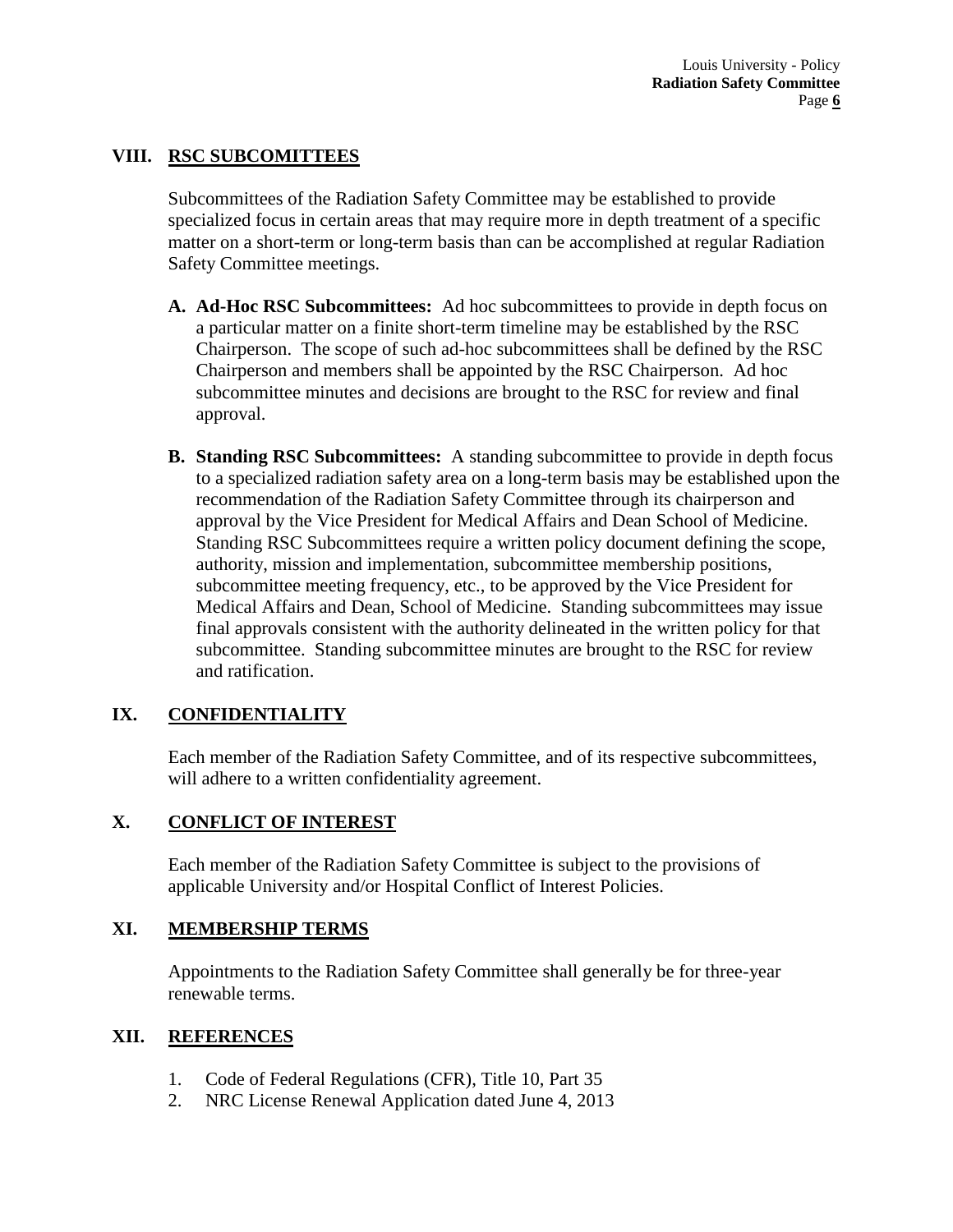## VIII. RSC SUBCOMITTEES

Subcommittees of the Radiation Safety Committee may be established to provide specialized focus in certain areas that may require more in depth treatment of a specific matter on a short-term or long-term basis than can be accomplished at regular Radiation Safety Committee meetings.

**A. Ad-Hoc RSC Subcommittees:** Ad hoc subcommittees to provide in depth focus on a particular matter on a finite short-term timeline may be established by the RSC Chairperson. The scope of such ad-hoc subcommittees shall be defined by the RSC Chairperson and members shall be appointed by the RSC Chairperson. Ad hoc subcommittee minutes and decisions are brought to the RSC for review and final approval.

**B. Standing RSC Subcommittees:** A standing subcommittee to provide in depth focus to a specialized radiation safety area on a long-term basis may be established upon the recommendation of the Radiation Safety Committee through its chairperson and approval by the Vice President for Medical Affairs and Dean School of Medicine. Standing RSC Subcommittees require a written policy document defining the scope, authority, mission and implementation, subcommittee membership positions, subcommittee meeting frequency, etc., to be approved by the Vice President for Medical Affairs and Dean, School of Medicine. Standing subcommittees may issue final approvals consistent with the authority delineated in the written policy for that subcommittee. Standing subcommittee minutes are brought to the RSC for review and ratification.

## IX. CONFIDENTIALITY

Each member of the Radiation Safety Committee, and of its respective subcommittees, will adhere to a written confidentiality agreement.

## X. CONFLICT OF INTEREST

Each member of the Radiation Safety Committee is subject to the provisions of applicable University and/or Hospital Conflict of Interest Policies.

## XI. MEMBERSHIP TERMS

Appointments to the Radiation Safety Committee shall generally be for three-year renewable terms.

## XII. REFERENCES

1. Code of Federal Regulations (CFR), Title 10, Part 35
2. NRC License Renewal Application dated June 4, 2013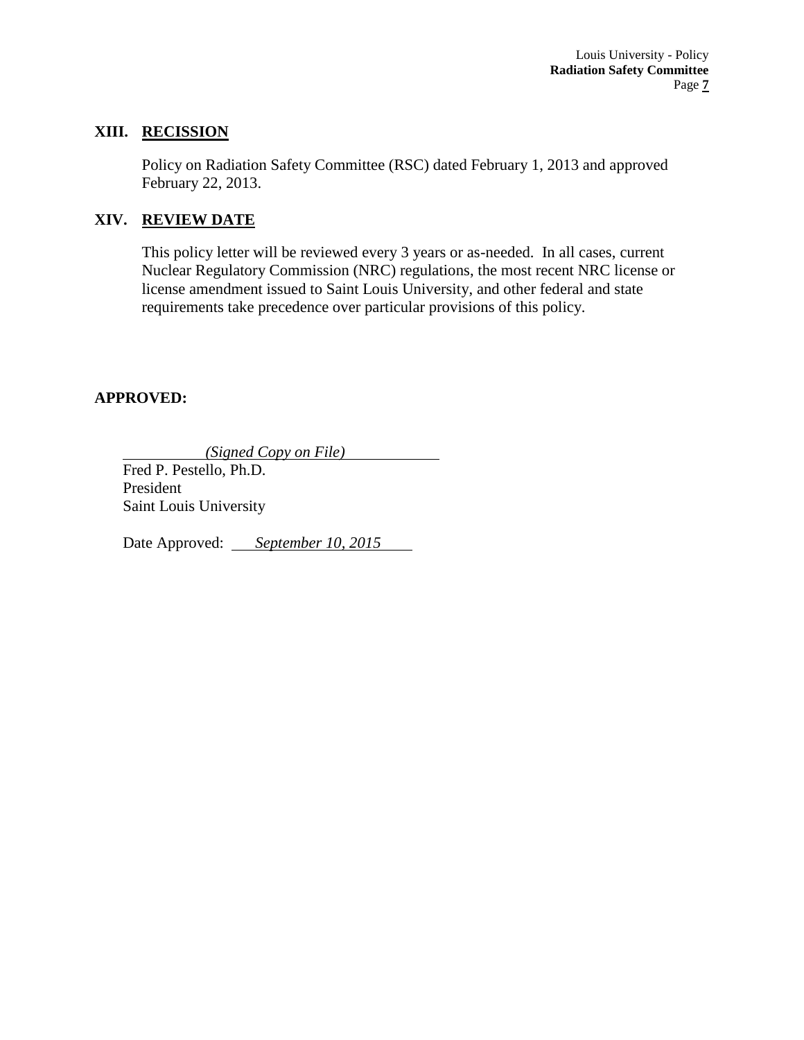## XIII. RECISSION

Policy on Radiation Safety Committee (RSC) dated February 1, 2013 and approved February 22, 2013.

## XIV. REVIEW DATE

This policy letter will be reviewed every 3 years or as-needed. In all cases, current Nuclear Regulatory Commission (NRC) regulations, the most recent NRC license or license amendment issued to Saint Louis University, and other federal and state requirements take precedence over particular provisions of this policy.

**APPROVED:**

*(Signed Copy on File)*
Fred P. Pestello, Ph.D.
President
Saint Louis University

Date Approved: *September 10, 2015*